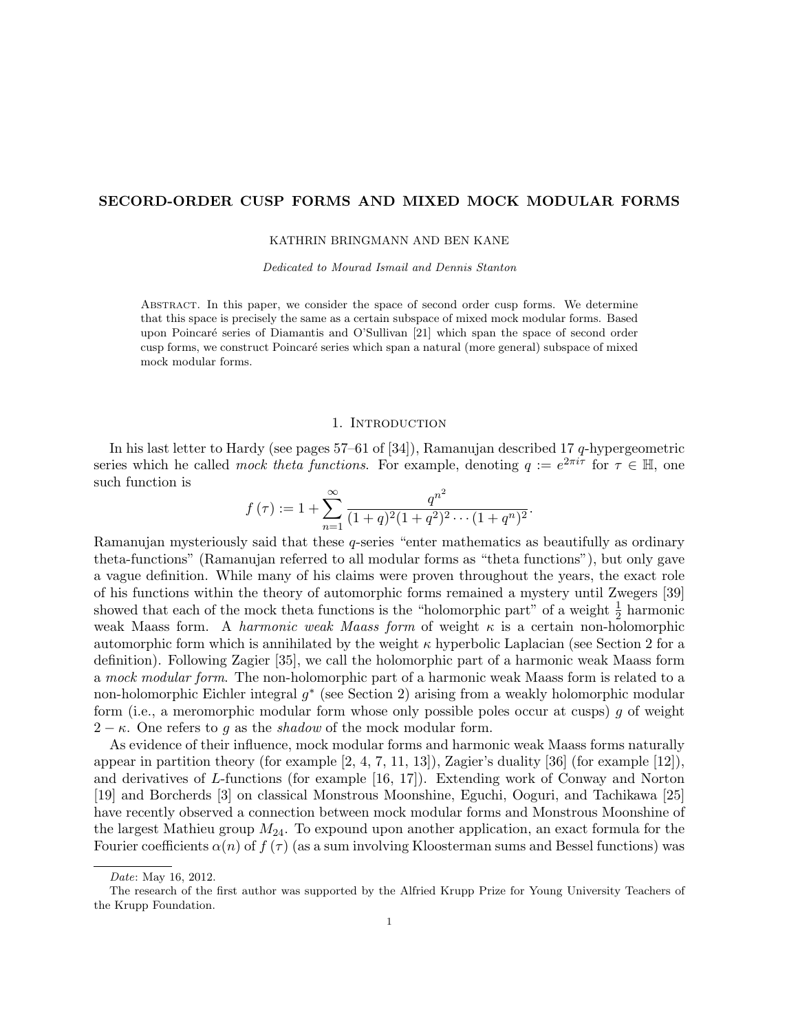# SECORD-ORDER CUSP FORMS AND MIXED MOCK MODULAR FORMS

KATHRIN BRINGMANN AND BEN KANE

*Dedicated to Mourad Ismail and Dennis Stanton*

Abstract. In this paper, we consider the space of second order cusp forms. We determine that this space is precisely the same as a certain subspace of mixed mock modular forms. Based upon Poincaré series of Diamantis and O'Sullivan [21] which span the space of second order cusp forms, we construct Poincaré series which span a natural (more general) subspace of mixed mock modular forms.

## 1. Introduction

In his last letter to Hardy (see pages 57–61 of [34]), Ramanujan described 17 $q$-hypergeometric series which he called *mock theta functions*. For example, denoting $q := e^{2\pi i\tau}$ for $\tau \in \mathbb{H}$, one such function is

$$f(\tau) := 1 + \sum_{n=1}^{\infty} \frac{q^{n^2}}{(1+q)^2(1+q^2)^2 \cdots (1+q^n)^2}.$$

Ramanujan mysteriously said that these $q$-series "enter mathematics as beautifully as ordinary theta-functions" (Ramanujan referred to all modular forms as "theta functions"), but only gave a vague definition. While many of his claims were proven throughout the years, the exact role of his functions within the theory of automorphic forms remained a mystery until Zwegers [39] showed that each of the mock theta functions is the "holomorphic part" of a weight $\frac{1}{2}$ harmonic weak Maass form. A *harmonic weak Maass form* of weight $\kappa$ is a certain non-holomorphic automorphic form which is annihilated by the weight $\kappa$ hyperbolic Laplacian (see Section 2 for a definition). Following Zagier [35], we call the holomorphic part of a harmonic weak Maass form a *mock modular form*. The non-holomorphic part of a harmonic weak Maass form is related to a non-holomorphic Eichler integral $g^*$ (see Section 2) arising from a weakly holomorphic modular form (i.e., a meromorphic modular form whose only possible poles occur at cusps) $g$ of weight $2-\kappa$. One refers to $g$ as the *shadow* of the mock modular form.

As evidence of their influence, mock modular forms and harmonic weak Maass forms naturally appear in partition theory (for example [2, 4, 7, 11, 13]), Zagier's duality [36] (for example [12]), and derivatives of $L$-functions (for example [16, 17]). Extending work of Conway and Norton [19] and Borcherds [3] on classical Monstrous Moonshine, Eguchi, Ooguri, and Tachikawa [25] have recently observed a connection between mock modular forms and Monstrous Moonshine of the largest Mathieu group $M_{24}$. To expound upon another application, an exact formula for the Fourier coefficients $\alpha(n)$ of $f(\tau)$ (as a sum involving Kloosterman sums and Bessel functions) was

---

*Date*: May 16, 2012.

The research of the first author was supported by the Alfried Krupp Prize for Young University Teachers of the Krupp Foundation.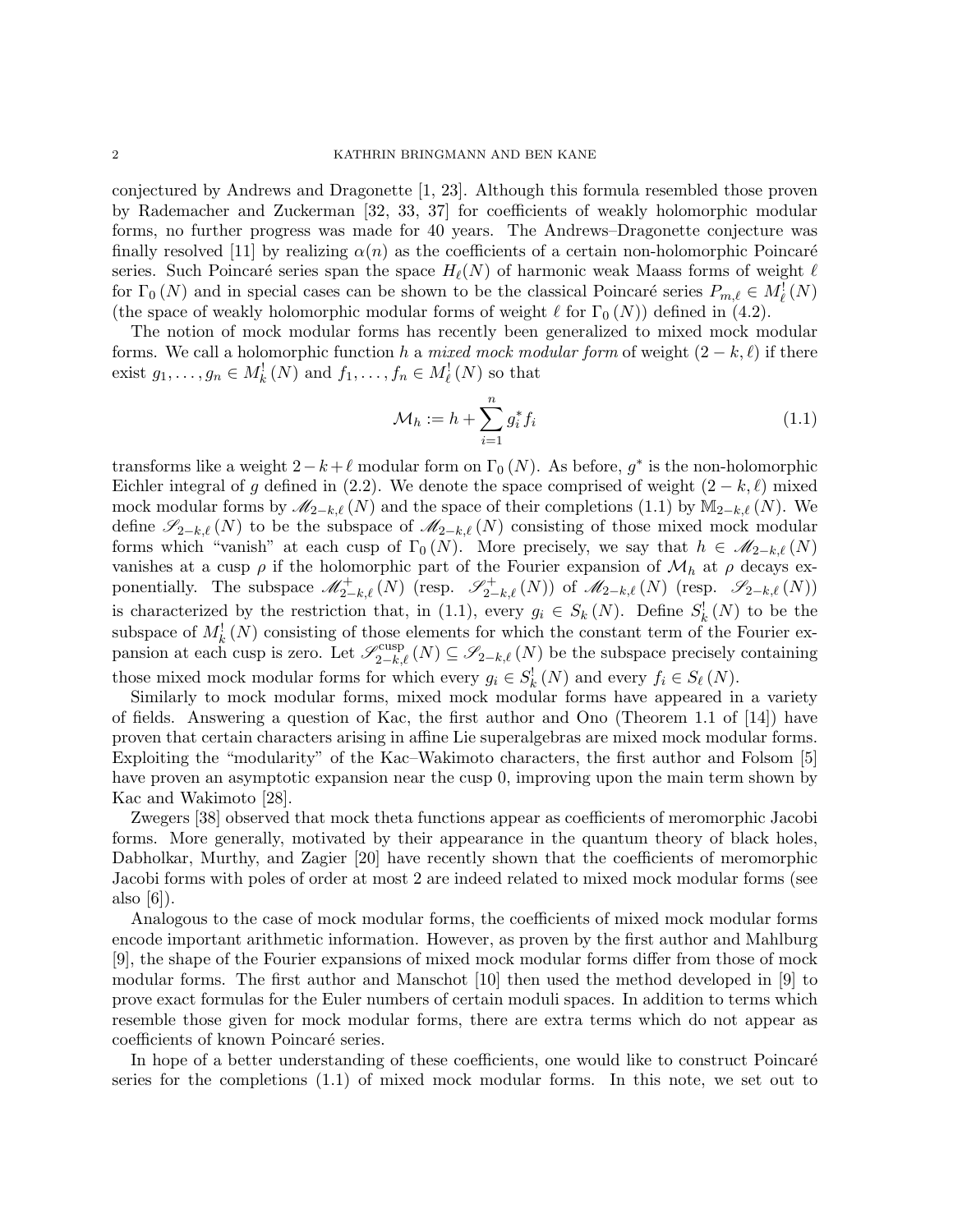conjectured by Andrews and Dragonette [1, 23]. Although this formula resembled those proven by Rademacher and Zuckerman [32, 33, 37] for coefficients of weakly holomorphic modular forms, no further progress was made for 40 years. The Andrews–Dragonette conjecture was finally resolved [11] by realizing $\alpha(n)$ as the coefficients of a certain non-holomorphic Poincaré series. Such Poincaré series span the space $H_\ell(N)$ of harmonic weak Maass forms of weight $\ell$ for $\Gamma_0(N)$ and in special cases can be shown to be the classical Poincaré series $P_{m,\ell} \in M_\ell^!(N)$ (the space of weakly holomorphic modular forms of weight $\ell$ for $\Gamma_0(N)$) defined in (4.2).

The notion of mock modular forms has recently been generalized to mixed mock modular forms. We call a holomorphic function $h$ a *mixed mock modular form* of weight $(2-k,\ell)$ if there exist $g_1,\ldots,g_n \in M_k^!(N)$ and $f_1,\ldots,f_n \in M_\ell^!(N)$ so that

$$\mathcal{M}_h := h + \sum_{i=1}^n g_i^* f_i \tag{1.1}$$

transforms like a weight $2-k+\ell$ modular form on $\Gamma_0(N)$. As before, $g^*$ is the non-holomorphic Eichler integral of $g$ defined in (2.2). We denote the space comprised of weight $(2-k,\ell)$ mixed mock modular forms by $\mathscr{M}_{2-k,\ell}(N)$ and the space of their completions (1.1) by $\mathbb{M}_{2-k,\ell}(N)$. We define $\mathscr{S}_{2-k,\ell}(N)$ to be the subspace of $\mathscr{M}_{2-k,\ell}(N)$ consisting of those mixed mock modular forms which "vanish" at each cusp of $\Gamma_0(N)$. More precisely, we say that $h \in \mathscr{M}_{2-k,\ell}(N)$ vanishes at a cusp $\rho$ if the holomorphic part of the Fourier expansion of $\mathcal{M}_h$ at $\rho$ decays exponentially. The subspace $\mathscr{M}^+_{2-k,\ell}(N)$ (resp. $\mathscr{S}^+_{2-k,\ell}(N)$) of $\mathscr{M}_{2-k,\ell}(N)$ (resp. $\mathscr{S}_{2-k,\ell}(N)$) is characterized by the restriction that, in (1.1), every $g_i \in S_k(N)$. Define $S_k^!(N)$ to be the subspace of $M_k^!(N)$ consisting of those elements for which the constant term of the Fourier expansion at each cusp is zero. Let $\mathscr{S}^{\mathrm{cusp}}_{2-k,\ell}(N) \subseteq \mathscr{S}_{2-k,\ell}(N)$ be the subspace precisely containing those mixed mock modular forms for which every $g_i \in S_k^!(N)$ and every $f_i \in S_\ell(N)$.

Similarly to mock modular forms, mixed mock modular forms have appeared in a variety of fields. Answering a question of Kac, the first author and Ono (Theorem 1.1 of [14]) have proven that certain characters arising in affine Lie superalgebras are mixed mock modular forms. Exploiting the "modularity" of the Kac–Wakimoto characters, the first author and Folsom [5] have proven an asymptotic expansion near the cusp 0, improving upon the main term shown by Kac and Wakimoto [28].

Zwegers [38] observed that mock theta functions appear as coefficients of meromorphic Jacobi forms. More generally, motivated by their appearance in the quantum theory of black holes, Dabholkar, Murthy, and Zagier [20] have recently shown that the coefficients of meromorphic Jacobi forms with poles of order at most 2 are indeed related to mixed mock modular forms (see also [6]).

Analogous to the case of mock modular forms, the coefficients of mixed mock modular forms encode important arithmetic information. However, as proven by the first author and Mahlburg [9], the shape of the Fourier expansions of mixed mock modular forms differ from those of mock modular forms. The first author and Manschot [10] then used the method developed in [9] to prove exact formulas for the Euler numbers of certain moduli spaces. In addition to terms which resemble those given for mock modular forms, there are extra terms which do not appear as coefficients of known Poincaré series.

In hope of a better understanding of these coefficients, one would like to construct Poincaré series for the completions (1.1) of mixed mock modular forms. In this note, we set out to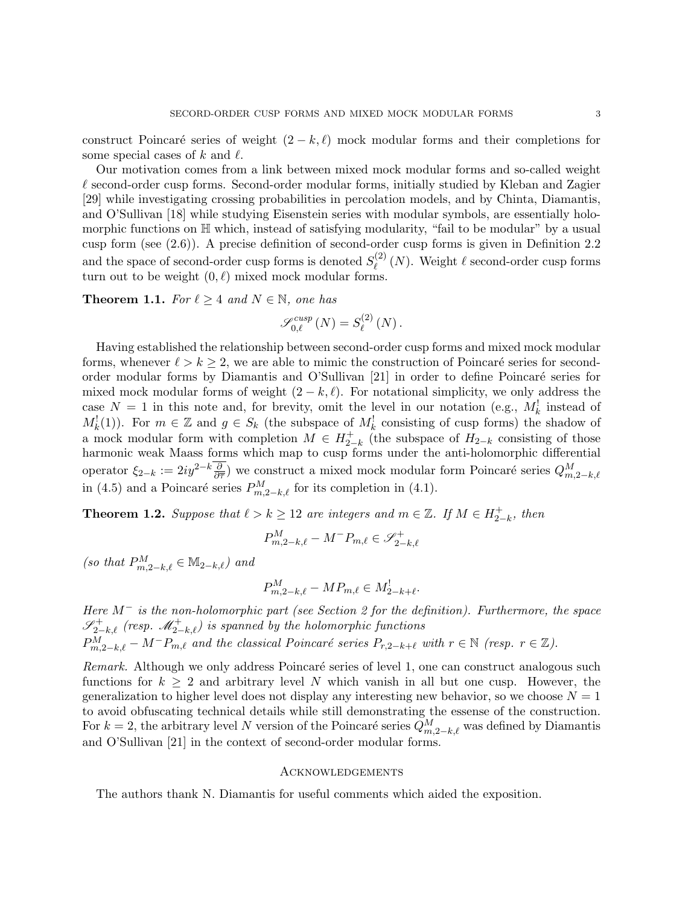construct Poincaré series of weight $(2-k,\ell)$ mock modular forms and their completions for some special cases of $k$ and $\ell$.

Our motivation comes from a link between mixed mock modular forms and so-called weight $\ell$ second-order cusp forms. Second-order modular forms, initially studied by Kleban and Zagier [29] while investigating crossing probabilities in percolation models, and by Chinta, Diamantis, and O'Sullivan [18] while studying Eisenstein series with modular symbols, are essentially holomorphic functions on $\mathbb{H}$ which, instead of satisfying modularity, "fail to be modular" by a usual cusp form (see (2.6)). A precise definition of second-order cusp forms is given in Definition 2.2 and the space of second-order cusp forms is denoted $S_\ell^{(2)}(N)$. Weight $\ell$ second-order cusp forms turn out to be weight $(0,\ell)$ mixed mock modular forms.

**Theorem 1.1.** *For $\ell \geq 4$ and $N \in \mathbb{N}$, one has*

$$\mathscr{S}_{0,\ell}^{cusp}(N) = S_\ell^{(2)}(N).$$

Having established the relationship between second-order cusp forms and mixed mock modular forms, whenever $\ell > k \geq 2$, we are able to mimic the construction of Poincaré series for second-order modular forms by Diamantis and O'Sullivan [21] in order to define Poincaré series for mixed mock modular forms of weight $(2-k,\ell)$. For notational simplicity, we only address the case $N=1$ in this note and, for brevity, omit the level in our notation (e.g., $M_k^!$ instead of $M_k^!(1)$). For $m \in \mathbb{Z}$ and $g \in S_k$ (the subspace of $M_k^!$ consisting of cusp forms) the shadow of a mock modular form with completion $M \in H_{2-k}^+$ (the subspace of $H_{2-k}$ consisting of those harmonic weak Maass forms which map to cusp forms under the anti-holomorphic differential operator $\xi_{2-k} := 2iy^{2-k}\overline{\frac{\partial}{\partial \overline{\tau}}}$) we construct a mixed mock modular form Poincaré series $Q_{m,2-k,\ell}^M$ in (4.5) and a Poincaré series $P_{m,2-k,\ell}^M$ for its completion in (4.1).

**Theorem 1.2.** *Suppose that $\ell > k \geq 12$ are integers and $m \in \mathbb{Z}$. If $M \in H_{2-k}^+$, then*

$$P_{m,2-k,\ell}^M - M^- P_{m,\ell} \in \mathscr{S}_{2-k,\ell}^+$$

*(so that $P_{m,2-k,\ell}^M \in \mathbb{M}_{2-k,\ell}$) and*

$$P_{m,2-k,\ell}^M - M P_{m,\ell} \in M_{2-k+\ell}^!.$$

*Here $M^-$ is the non-holomorphic part (see Section 2 for the definition). Furthermore, the space $\mathscr{S}_{2-k,\ell}^+$ (resp. $\mathscr{M}_{2-k,\ell}^+$) is spanned by the holomorphic functions $P_{m,2-k,\ell}^M - M^- P_{m,\ell}$ and the classical Poincaré series $P_{r,2-k+\ell}$ with $r \in \mathbb{N}$ (resp. $r \in \mathbb{Z}$).*

*Remark.* Although we only address Poincaré series of level 1, one can construct analogous such functions for $k \geq 2$ and arbitrary level $N$ which vanish in all but one cusp. However, the generalization to higher level does not display any interesting new behavior, so we choose $N=1$ to avoid obfuscating technical details while still demonstrating the essense of the construction. For $k=2$, the arbitrary level $N$ version of the Poincaré series $Q_{m,2-k,\ell}^M$ was defined by Diamantis and O'Sullivan [21] in the context of second-order modular forms.

## Acknowledgements

The authors thank N. Diamantis for useful comments which aided the exposition.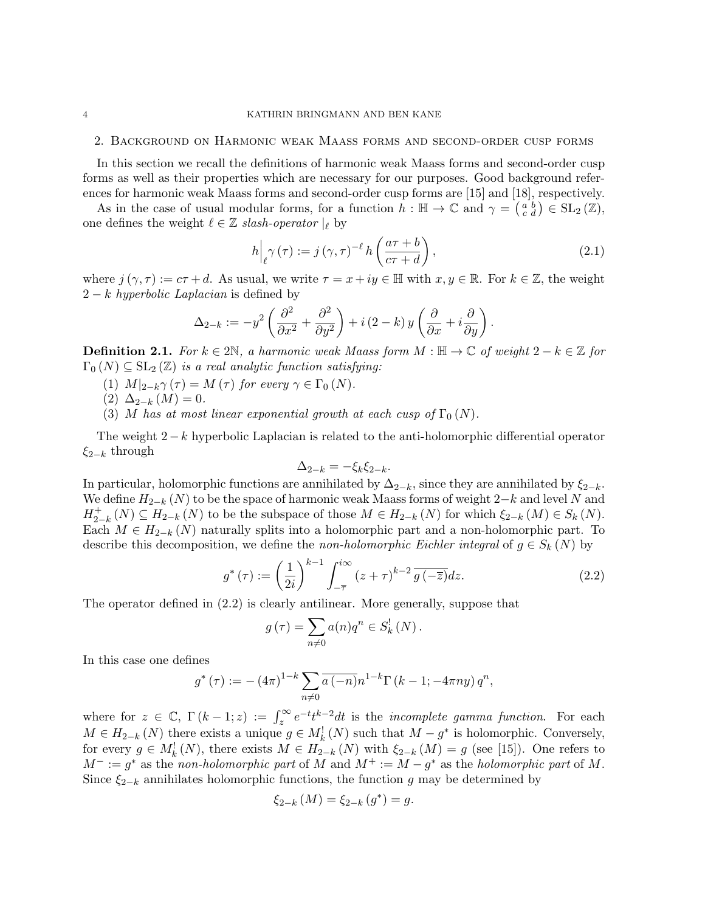## 2. Background on Harmonic weak Maass forms and second-order cusp forms

In this section we recall the definitions of harmonic weak Maass forms and second-order cusp forms as well as their properties which are necessary for our purposes. Good background references for harmonic weak Maass forms and second-order cusp forms are [15] and [18], respectively.

As in the case of usual modular forms, for a function $h : \mathbb{H} \to \mathbb{C}$ and $\gamma = \left(\begin{smallmatrix} a & b \\ c & d \end{smallmatrix}\right) \in \mathrm{SL}_2(\mathbb{Z})$, one defines the weight $\ell \in \mathbb{Z}$ *slash-operator* $|_\ell$ by

$$h\Big|_\ell \gamma(\tau) := j(\gamma, \tau)^{-\ell} h\left(\frac{a\tau + b}{c\tau + d}\right), \tag{2.1}$$

where $j(\gamma, \tau) := c\tau + d$. As usual, we write $\tau = x + iy \in \mathbb{H}$ with $x, y \in \mathbb{R}$. For $k \in \mathbb{Z}$, the weight $2-k$ *hyperbolic Laplacian* is defined by

$$\Delta_{2-k} := -y^2\left(\frac{\partial^2}{\partial x^2} + \frac{\partial^2}{\partial y^2}\right) + i(2-k)y\left(\frac{\partial}{\partial x} + i\frac{\partial}{\partial y}\right).$$

**Definition 2.1.** *For $k \in 2\mathbb{N}$, a harmonic weak Maass form $M : \mathbb{H} \to \mathbb{C}$ of weight $2-k \in \mathbb{Z}$ for $\Gamma_0(N) \subseteq \mathrm{SL}_2(\mathbb{Z})$ is a real analytic function satisfying:*

1. *$M|_{2-k}\gamma(\tau) = M(\tau)$ for every $\gamma \in \Gamma_0(N)$.*
2. *$\Delta_{2-k}(M) = 0$.*
3. *$M$ has at most linear exponential growth at each cusp of $\Gamma_0(N)$.*

The weight $2-k$ hyperbolic Laplacian is related to the anti-holomorphic differential operator $\xi_{2-k}$ through

$$\Delta_{2-k} = -\xi_k \xi_{2-k}.$$

In particular, holomorphic functions are annihilated by $\Delta_{2-k}$, since they are annihilated by $\xi_{2-k}$. We define $H_{2-k}(N)$ to be the space of harmonic weak Maass forms of weight $2-k$ and level $N$ and $H^+_{2-k}(N) \subseteq H_{2-k}(N)$ to be the subspace of those $M \in H_{2-k}(N)$ for which $\xi_{2-k}(M) \in S_k(N)$. Each $M \in H_{2-k}(N)$ naturally splits into a holomorphic part and a non-holomorphic part. To describe this decomposition, we define the *non-holomorphic Eichler integral* of $g \in S_k(N)$ by

$$g^*(\tau) := \left(\frac{1}{2i}\right)^{k-1} \int_{-\overline{\tau}}^{i\infty} (z + \tau)^{k-2} \overline{g(-\overline{z})} dz. \tag{2.2}$$

The operator defined in (2.2) is clearly antilinear. More generally, suppose that

$$g(\tau) = \sum_{n \neq 0} a(n) q^n \in S^!_k(N).$$

In this case one defines

$$g^*(\tau) := -(4\pi)^{1-k} \sum_{n \neq 0} \overline{a(-n)} n^{1-k} \Gamma(k-1; -4\pi n y) q^n,$$

where for $z \in \mathbb{C}$, $\Gamma(k-1; z) := \int_z^\infty e^{-t} t^{k-2} dt$ is the *incomplete gamma function*. For each $M \in H_{2-k}(N)$ there exists a unique $g \in M^!_k(N)$ such that $M - g^*$ is holomorphic. Conversely, for every $g \in M^!_k(N)$, there exists $M \in H_{2-k}(N)$ with $\xi_{2-k}(M) = g$ (see [15]). One refers to $M^- := g^*$ as the *non-holomorphic part* of $M$ and $M^+ := M - g^*$ as the *holomorphic part* of $M$. Since $\xi_{2-k}$ annihilates holomorphic functions, the function $g$ may be determined by

$$\xi_{2-k}(M) = \xi_{2-k}(g^*) = g.$$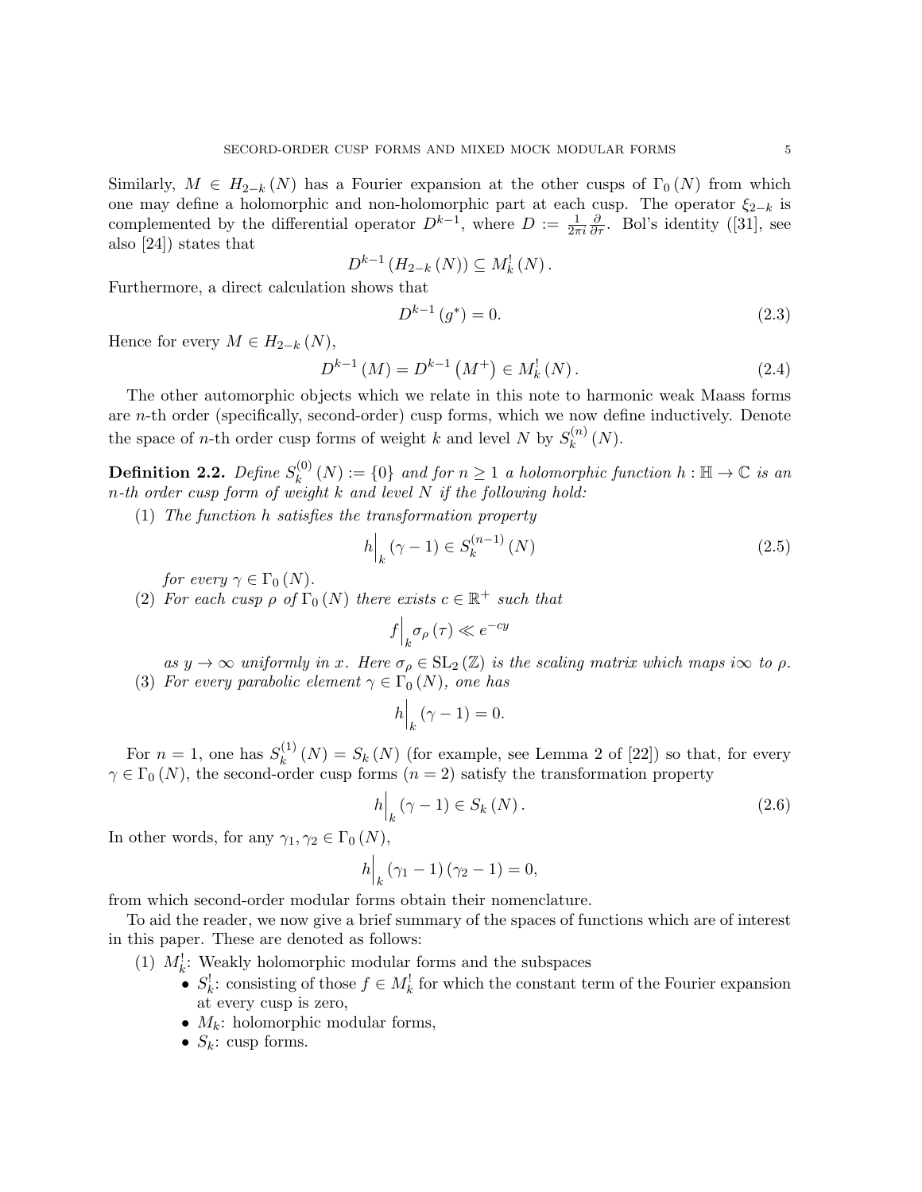Similarly, $M \in H_{2-k}(N)$ has a Fourier expansion at the other cusps of $\Gamma_0(N)$ from which one may define a holomorphic and non-holomorphic part at each cusp. The operator $\xi_{2-k}$ is complemented by the differential operator $D^{k-1}$, where $D := \frac{1}{2\pi i}\frac{\partial}{\partial \tau}$. Bol's identity ([31], see also [24]) states that

$$D^{k-1}(H_{2-k}(N)) \subseteq M_k^!(N).$$

Furthermore, a direct calculation shows that

$$D^{k-1}(g^*) = 0. \tag{2.3}$$

Hence for every $M \in H_{2-k}(N)$,

$$D^{k-1}(M) = D^{k-1}(M^+) \in M_k^!(N). \tag{2.4}$$

The other automorphic objects which we relate in this note to harmonic weak Maass forms are $n$-th order (specifically, second-order) cusp forms, which we now define inductively. Denote the space of $n$-th order cusp forms of weight $k$ and level $N$ by $S_k^{(n)}(N)$.

**Definition 2.2.** *Define $S_k^{(0)}(N) := \{0\}$ and for $n \geq 1$ a holomorphic function $h : \mathbb{H} \to \mathbb{C}$ is an $n$-th order cusp form of weight $k$ and level $N$ if the following hold:*

1. *The function $h$ satisfies the transformation property*
$$h\Big|_k(\gamma - 1) \in S_k^{(n-1)}(N) \tag{2.5}$$
*for every $\gamma \in \Gamma_0(N)$.*
2. *For each cusp $\rho$ of $\Gamma_0(N)$ there exists $c \in \mathbb{R}^+$ such that*
$$f\Big|_k \sigma_\rho(\tau) \ll e^{-cy}$$
*as $y \to \infty$ uniformly in $x$. Here $\sigma_\rho \in \mathrm{SL}_2(\mathbb{Z})$ is the scaling matrix which maps $i\infty$ to $\rho$.*
3. *For every parabolic element $\gamma \in \Gamma_0(N)$, one has*
$$h\Big|_k(\gamma - 1) = 0.$$

For $n = 1$, one has $S_k^{(1)}(N) = S_k(N)$ (for example, see Lemma 2 of [22]) so that, for every $\gamma \in \Gamma_0(N)$, the second-order cusp forms ($n = 2$) satisfy the transformation property

$$h\Big|_k(\gamma - 1) \in S_k(N). \tag{2.6}$$

In other words, for any $\gamma_1, \gamma_2 \in \Gamma_0(N)$,

$$h\Big|_k(\gamma_1 - 1)(\gamma_2 - 1) = 0,$$

from which second-order modular forms obtain their nomenclature.

To aid the reader, we now give a brief summary of the spaces of functions which are of interest in this paper. These are denoted as follows:

1. $M_k^!$: Weakly holomorphic modular forms and the subspaces
   - $S_k^!$: consisting of those $f \in M_k^!$ for which the constant term of the Fourier expansion at every cusp is zero,
   - $M_k$: holomorphic modular forms,
   - $S_k$: cusp forms.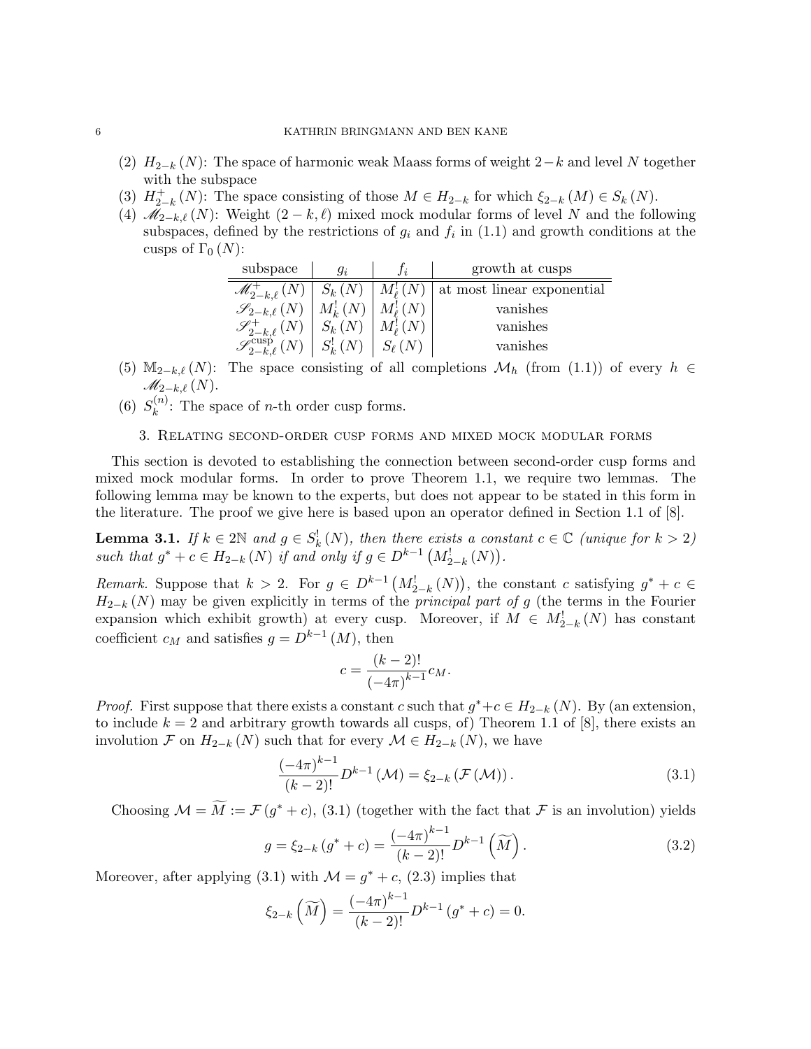(2) $H_{2-k}(N)$: The space of harmonic weak Maass forms of weight $2-k$ and level $N$ together with the subspace

(3) $H_{2-k}^{+}(N)$: The space consisting of those $M \in H_{2-k}$ for which $\xi_{2-k}(M) \in S_k(N)$.

(4) $\mathscr{M}_{2-k,\ell}(N)$: Weight $(2-k,\ell)$ mixed mock modular forms of level $N$ and the following subspaces, defined by the restrictions of $g_i$ and $f_i$ in (1.1) and growth conditions at the cusps of $\Gamma_0(N)$:

| subspace | $g_i$ | $f_i$ | growth at cusps |
|---|---|---|---|
| $\mathscr{M}_{2-k,\ell}^{+}(N)$ | $S_k(N)$ | $M_\ell^!(N)$ | at most linear exponential |
| $\mathscr{S}_{2-k,\ell}(N)$ | $M_k^!(N)$ | $M_\ell^!(N)$ | vanishes |
| $\mathscr{S}_{2-k,\ell}^{+}(N)$ | $S_k(N)$ | $M_\ell^!(N)$ | vanishes |
| $\mathscr{S}_{2-k,\ell}^{\mathrm{cusp}}(N)$ | $S_k^!(N)$ | $S_\ell(N)$ | vanishes |

(5) $\mathbb{M}_{2-k,\ell}(N)$: The space consisting of all completions $\mathcal{M}_h$ (from (1.1)) of every $h \in \mathscr{M}_{2-k,\ell}(N)$.

(6) $S_k^{(n)}$: The space of $n$-th order cusp forms.

## 3. Relating second-order cusp forms and mixed mock modular forms

This section is devoted to establishing the connection between second-order cusp forms and mixed mock modular forms. In order to prove Theorem 1.1, we require two lemmas. The following lemma may be known to the experts, but does not appear to be stated in this form in the literature. The proof we give here is based upon an operator defined in Section 1.1 of [8].

**Lemma 3.1.** *If $k \in 2\mathbb{N}$ and $g \in S_k^!(N)$, then there exists a constant $c \in \mathbb{C}$ (unique for $k > 2$) such that $g^* + c \in H_{2-k}(N)$ if and only if $g \in D^{k-1}\left(M_{2-k}^!(N)\right)$.*

*Remark.* Suppose that $k > 2$. For $g \in D^{k-1}\left(M_{2-k}^!(N)\right)$, the constant $c$ satisfying $g^* + c \in H_{2-k}(N)$ may be given explicitly in terms of the *principal part of* $g$ (the terms in the Fourier expansion which exhibit growth) at every cusp. Moreover, if $M \in M_{2-k}^!(N)$ has constant coefficient $c_M$ and satisfies $g = D^{k-1}(M)$, then

$$c = \frac{(k-2)!}{(-4\pi)^{k-1}} c_M.$$

*Proof.* First suppose that there exists a constant $c$ such that $g^*+c \in H_{2-k}(N)$. By (an extension, to include $k=2$ and arbitrary growth towards all cusps, of) Theorem 1.1 of [8], there exists an involution $\mathcal{F}$ on $H_{2-k}(N)$ such that for every $\mathcal{M} \in H_{2-k}(N)$, we have

$$\frac{(-4\pi)^{k-1}}{(k-2)!} D^{k-1}(\mathcal{M}) = \xi_{2-k}(\mathcal{F}(\mathcal{M})). \tag{3.1}$$

Choosing $\mathcal{M} = \widetilde{M} := \mathcal{F}(g^* + c)$, (3.1) (together with the fact that $\mathcal{F}$ is an involution) yields

$$g = \xi_{2-k}(g^* + c) = \frac{(-4\pi)^{k-1}}{(k-2)!} D^{k-1}\left(\widetilde{M}\right). \tag{3.2}$$

Moreover, after applying (3.1) with $\mathcal{M} = g^* + c$, (2.3) implies that

$$\xi_{2-k}\left(\widetilde{M}\right) = \frac{(-4\pi)^{k-1}}{(k-2)!} D^{k-1}(g^* + c) = 0.$$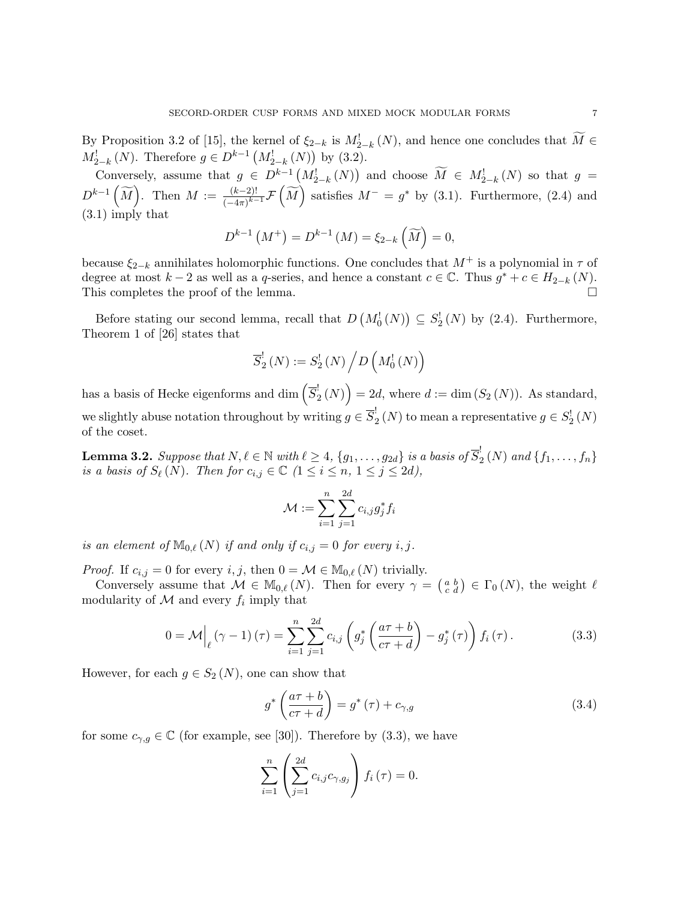By Proposition 3.2 of [15], the kernel of $\xi_{2-k}$ is $M^!_{2-k}(N)$, and hence one concludes that $\widetilde{M} \in M^!_{2-k}(N)$. Therefore $g \in D^{k-1}\left(M^!_{2-k}(N)\right)$ by (3.2).

Conversely, assume that $g \in D^{k-1}\left(M^!_{2-k}(N)\right)$ and choose $\widetilde{M} \in M^!_{2-k}(N)$ so that $g = D^{k-1}\left(\widetilde{M}\right)$. Then $M := \frac{(k-2)!}{(-4\pi)^{k-1}}\mathcal{F}\left(\widetilde{M}\right)$ satisfies $M^- = g^*$ by (3.1). Furthermore, (2.4) and (3.1) imply that

$$D^{k-1}\left(M^+\right) = D^{k-1}(M) = \xi_{2-k}\left(\widetilde{M}\right) = 0,$$

because $\xi_{2-k}$ annihilates holomorphic functions. One concludes that $M^+$ is a polynomial in $\tau$ of degree at most $k-2$ as well as a $q$-series, and hence a constant $c \in \mathbb{C}$. Thus $g^* + c \in H_{2-k}(N)$. This completes the proof of the lemma. $\square$

Before stating our second lemma, recall that $D\left(M^!_0(N)\right) \subseteq S^!_2(N)$ by (2.4). Furthermore, Theorem 1 of [26] states that

$$\overline{S}^!_2(N) := S^!_2(N) \Big/ D\left(M^!_0(N)\right)$$

has a basis of Hecke eigenforms and $\dim\left(\overline{S}^!_2(N)\right) = 2d$, where $d := \dim\left(S_2(N)\right)$. As standard, we slightly abuse notation throughout by writing $g \in \overline{S}^!_2(N)$ to mean a representative $g \in S^!_2(N)$ of the coset.

**Lemma 3.2.** *Suppose that $N, \ell \in \mathbb{N}$ with $\ell \geq 4$, $\{g_1, \ldots, g_{2d}\}$ is a basis of $\overline{S}^!_2(N)$ and $\{f_1, \ldots, f_n\}$ is a basis of $S_\ell(N)$. Then for $c_{i,j} \in \mathbb{C}$ $(1 \leq i \leq n,\ 1 \leq j \leq 2d)$,*

$$\mathcal{M} := \sum_{i=1}^{n}\sum_{j=1}^{2d} c_{i,j} g_j^* f_i$$

*is an element of $\mathbb{M}_{0,\ell}(N)$ if and only if $c_{i,j} = 0$ for every $i, j$.*

*Proof.* If $c_{i,j} = 0$ for every $i, j$, then $0 = \mathcal{M} \in \mathbb{M}_{0,\ell}(N)$ trivially.

Conversely assume that $\mathcal{M} \in \mathbb{M}_{0,\ell}(N)$. Then for every $\gamma = \left(\begin{smallmatrix} a & b \\ c & d \end{smallmatrix}\right) \in \Gamma_0(N)$, the weight $\ell$ modularity of $\mathcal{M}$ and every $f_i$ imply that

$$0 = \mathcal{M}\Big|_\ell (\gamma - 1)(\tau) = \sum_{i=1}^{n}\sum_{j=1}^{2d} c_{i,j}\left(g_j^*\left(\frac{a\tau + b}{c\tau + d}\right) - g_j^*(\tau)\right) f_i(\tau). \tag{3.3}$$

However, for each $g \in S_2(N)$, one can show that

$$g^*\left(\frac{a\tau + b}{c\tau + d}\right) = g^*(\tau) + c_{\gamma,g} \tag{3.4}$$

for some $c_{\gamma,g} \in \mathbb{C}$ (for example, see [30]). Therefore by (3.3), we have

$$\sum_{i=1}^{n}\left(\sum_{j=1}^{2d} c_{i,j} c_{\gamma,g_j}\right) f_i(\tau) = 0.$$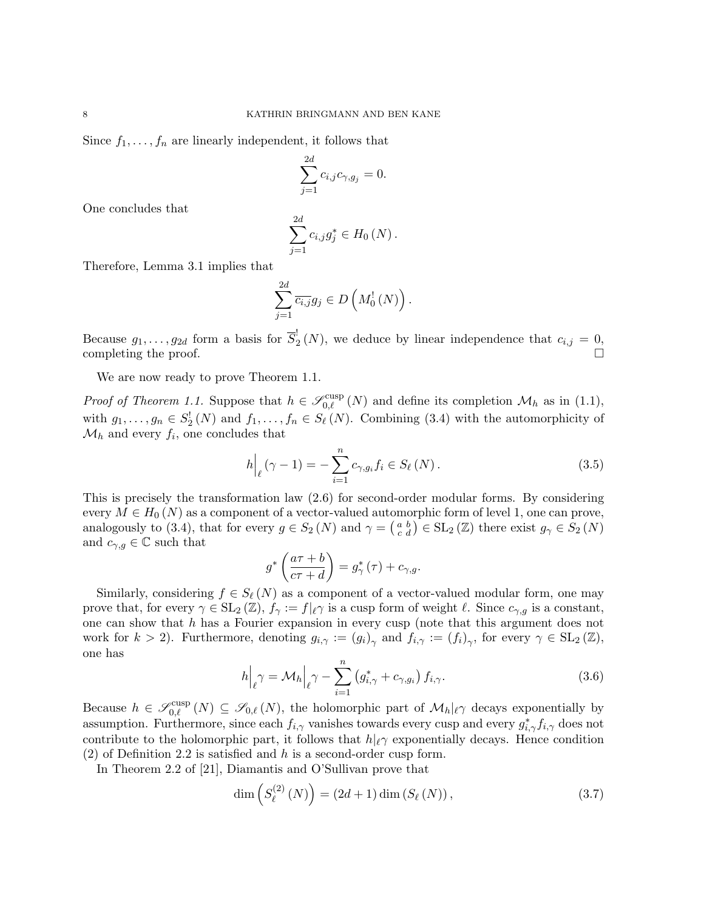Since $f_1, \ldots, f_n$ are linearly independent, it follows that

$$\sum_{j=1}^{2d} c_{i,j} c_{\gamma, g_j} = 0.$$

One concludes that

$$\sum_{j=1}^{2d} c_{i,j} g_j^* \in H_0(N).$$

Therefore, Lemma 3.1 implies that

$$\sum_{j=1}^{2d} \overline{c_{i,j}} g_j \in D\left(M_0^!(N)\right).$$

Because $g_1, \ldots, g_{2d}$ form a basis for $\overline{S}_2^!(N)$, we deduce by linear independence that $c_{i,j} = 0$, completing the proof. $\square$

We are now ready to prove Theorem 1.1.

*Proof of Theorem 1.1.* Suppose that $h \in \mathscr{S}_{0,\ell}^{\mathrm{cusp}}(N)$ and define its completion $\mathcal{M}_h$ as in (1.1), with $g_1, \ldots, g_n \in S_2^!(N)$ and $f_1, \ldots, f_n \in S_\ell(N)$. Combining (3.4) with the automorphicity of $\mathcal{M}_h$ and every $f_i$, one concludes that

$$h\Big|_\ell (\gamma - 1) = -\sum_{i=1}^{n} c_{\gamma, g_i} f_i \in S_\ell(N). \tag{3.5}$$

This is precisely the transformation law (2.6) for second-order modular forms. By considering every $M \in H_0(N)$ as a component of a vector-valued automorphic form of level 1, one can prove, analogously to (3.4), that for every $g \in S_2(N)$ and $\gamma = \left(\begin{smallmatrix} a & b \\ c & d \end{smallmatrix}\right) \in \mathrm{SL}_2(\mathbb{Z})$ there exist $g_\gamma \in S_2(N)$ and $c_{\gamma,g} \in \mathbb{C}$ such that

$$g^*\left(\frac{a\tau + b}{c\tau + d}\right) = g_\gamma^*(\tau) + c_{\gamma,g}.$$

Similarly, considering $f \in S_\ell(N)$ as a component of a vector-valued modular form, one may prove that, for every $\gamma \in \mathrm{SL}_2(\mathbb{Z})$, $f_\gamma := f|_\ell \gamma$ is a cusp form of weight $\ell$. Since $c_{\gamma,g}$ is a constant, one can show that $h$ has a Fourier expansion in every cusp (note that this argument does not work for $k > 2$). Furthermore, denoting $g_{i,\gamma} := (g_i)_\gamma$ and $f_{i,\gamma} := (f_i)_\gamma$, for every $\gamma \in \mathrm{SL}_2(\mathbb{Z})$, one has

$$h\Big|_\ell \gamma = \mathcal{M}_h\Big|_\ell \gamma - \sum_{i=1}^{n} \left(g_{i,\gamma}^* + c_{\gamma, g_i}\right) f_{i,\gamma}. \tag{3.6}$$

Because $h \in \mathscr{S}_{0,\ell}^{\mathrm{cusp}}(N) \subseteq \mathscr{S}_{0,\ell}(N)$, the holomorphic part of $\mathcal{M}_h|_\ell \gamma$ decays exponentially by assumption. Furthermore, since each $f_{i,\gamma}$ vanishes towards every cusp and every $g_{i,\gamma}^* f_{i,\gamma}$ does not contribute to the holomorphic part, it follows that $h|_\ell \gamma$ exponentially decays. Hence condition (2) of Definition 2.2 is satisfied and $h$ is a second-order cusp form.

In Theorem 2.2 of [21], Diamantis and O'Sullivan prove that

$$\dim\left(S_\ell^{(2)}(N)\right) = (2d+1)\dim\left(S_\ell(N)\right), \tag{3.7}$$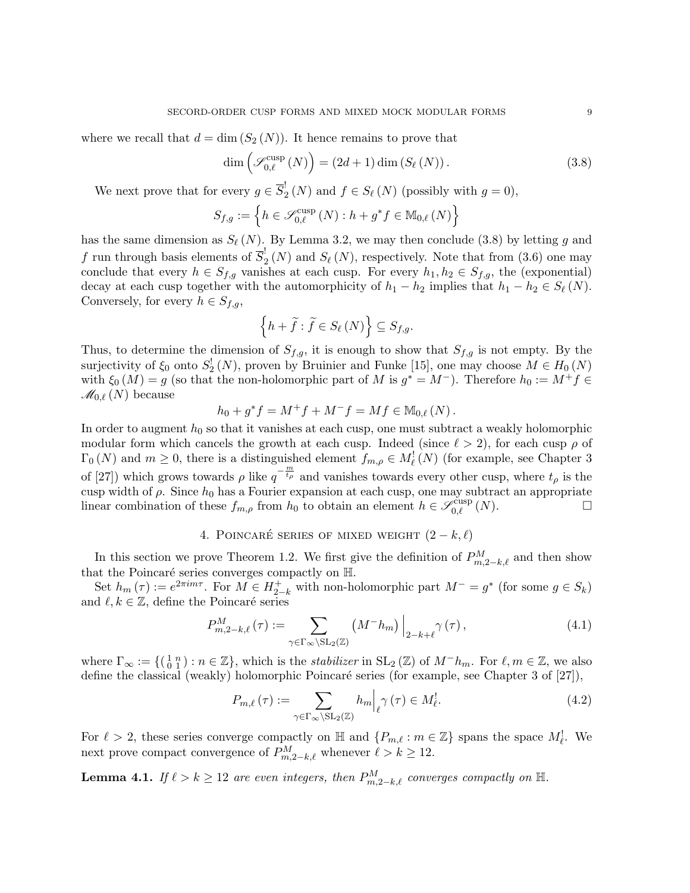where we recall that $d = \dim (S_2(N))$. It hence remains to prove that

$$\dim\left(\mathscr{S}_{0,\ell}^{\mathrm{cusp}}(N)\right) = (2d+1)\dim(S_\ell(N)). \tag{3.8}$$

We next prove that for every $g \in \overline{S}_2^!(N)$ and $f \in S_\ell(N)$ (possibly with $g = 0$),

$$S_{f,g} := \left\{ h \in \mathscr{S}_{0,\ell}^{\mathrm{cusp}}(N) : h + g^* f \in \mathbb{M}_{0,\ell}(N) \right\}$$

has the same dimension as $S_\ell(N)$. By Lemma 3.2, we may then conclude (3.8) by letting $g$ and $f$ run through basis elements of $\overline{S}_2^!(N)$ and $S_\ell(N)$, respectively. Note that from (3.6) one may conclude that every $h \in S_{f,g}$ vanishes at each cusp. For every $h_1, h_2 \in S_{f,g}$, the (exponential) decay at each cusp together with the automorphicity of $h_1 - h_2$ implies that $h_1 - h_2 \in S_\ell(N)$. Conversely, for every $h \in S_{f,g}$,

$$\left\{ h + \widetilde{f} : \widetilde{f} \in S_\ell(N) \right\} \subseteq S_{f,g}.$$

Thus, to determine the dimension of $S_{f,g}$, it is enough to show that $S_{f,g}$ is not empty. By the surjectivity of $\xi_0$ onto $S_2^!(N)$, proven by Bruinier and Funke [15], one may choose $M \in H_0(N)$ with $\xi_0(M) = g$ (so that the non-holomorphic part of $M$ is $g^* = M^-$). Therefore $h_0 := M^+ f \in \mathscr{M}_{0,\ell}(N)$ because

$$h_0 + g^* f = M^+ f + M^- f = Mf \in \mathbb{M}_{0,\ell}(N).$$

In order to augment $h_0$ so that it vanishes at each cusp, one must subtract a weakly holomorphic modular form which cancels the growth at each cusp. Indeed (since $\ell > 2$), for each cusp $\rho$ of $\Gamma_0(N)$ and $m \geq 0$, there is a distinguished element $f_{m,\rho} \in M_\ell^!(N)$ (for example, see Chapter 3 of [27]) which grows towards $\rho$ like $q^{-\frac{m}{t_\rho}}$ and vanishes towards every other cusp, where $t_\rho$ is the cusp width of $\rho$. Since $h_0$ has a Fourier expansion at each cusp, one may subtract an appropriate linear combination of these $f_{m,\rho}$ from $h_0$ to obtain an element $h \in \mathscr{S}_{0,\ell}^{\mathrm{cusp}}(N)$. $\square$

## 4. Poincaré series of mixed weight $(2-k, \ell)$

In this section we prove Theorem 1.2. We first give the definition of $P_{m,2-k,\ell}^M$ and then show that the Poincaré series converges compactly on $\mathbb{H}$.

Set $h_m(\tau) := e^{2\pi i m\tau}$. For $M \in H_{2-k}^+$ with non-holomorphic part $M^- = g^*$ (for some $g \in S_k$) and $\ell, k \in \mathbb{Z}$, define the Poincaré series

$$P_{m,2-k,\ell}^M(\tau) := \sum_{\gamma \in \Gamma_\infty \backslash \mathrm{SL}_2(\mathbb{Z})} \left(M^- h_m\right)\Big|_{2-k+\ell}\gamma(\tau), \tag{4.1}$$

where $\Gamma_\infty := \{\left(\begin{smallmatrix} 1 & n \\ 0 & 1 \end{smallmatrix}\right) : n \in \mathbb{Z}\}$, which is the *stabilizer* in $\mathrm{SL}_2(\mathbb{Z})$ of $M^- h_m$. For $\ell, m \in \mathbb{Z}$, we also define the classical (weakly) holomorphic Poincaré series (for example, see Chapter 3 of [27]),

$$P_{m,\ell}(\tau) := \sum_{\gamma \in \Gamma_\infty \backslash \mathrm{SL}_2(\mathbb{Z})} h_m\Big|_\ell \gamma(\tau) \in M_\ell^!. \tag{4.2}$$

For $\ell > 2$, these series converge compactly on $\mathbb{H}$ and $\{P_{m,\ell} : m \in \mathbb{Z}\}$ spans the space $M_\ell^!$. We next prove compact convergence of $P_{m,2-k,\ell}^M$ whenever $\ell > k \geq 12$.

**Lemma 4.1.** *If $\ell > k \geq 12$ are even integers, then $P_{m,2-k,\ell}^M$ converges compactly on $\mathbb{H}$.*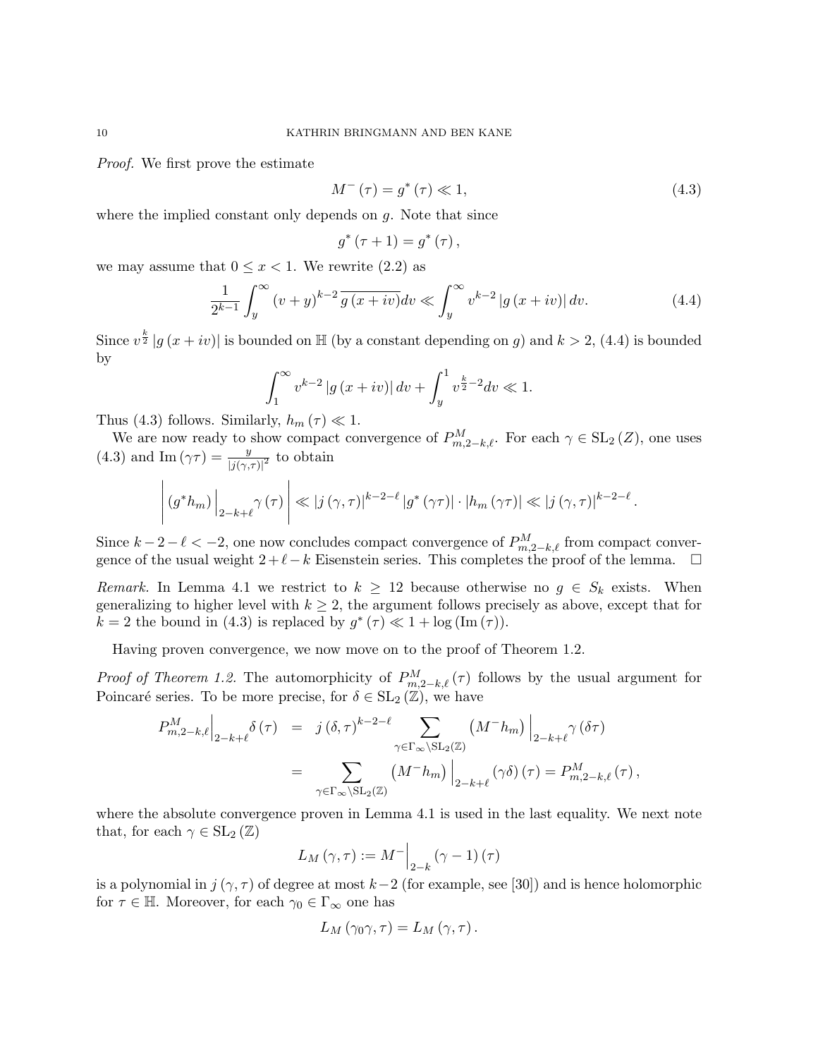*Proof.* We first prove the estimate

$$M^{-}(\tau) = g^{*}(\tau) \ll 1, \tag{4.3}$$

where the implied constant only depends on $g$. Note that since

$$g^{*}(\tau+1) = g^{*}(\tau),$$

we may assume that $0 \leq x < 1$. We rewrite (2.2) as

$$\frac{1}{2^{k-1}} \int_{y}^{\infty} (v+y)^{k-2} \overline{g(x+iv)} dv \ll \int_{y}^{\infty} v^{k-2} |g(x+iv)| \, dv. \tag{4.4}$$

Since $v^{\frac{k}{2}} |g(x+iv)|$ is bounded on $\mathbb{H}$ (by a constant depending on $g$) and $k > 2$, (4.4) is bounded by

$$\int_{1}^{\infty} v^{k-2} |g(x+iv)| \, dv + \int_{y}^{1} v^{\frac{k}{2}-2} dv \ll 1.$$

Thus (4.3) follows. Similarly, $h_m(\tau) \ll 1$.

We are now ready to show compact convergence of $P^{M}_{m,2-k,\ell}$. For each $\gamma \in \mathrm{SL}_2(Z)$, one uses (4.3) and $\mathrm{Im}(\gamma\tau) = \frac{y}{|j(\gamma,\tau)|^2}$ to obtain

$$\left| \left(g^{*} h_m\right)\Big|_{2-k+\ell} \gamma(\tau) \right| \ll |j(\gamma,\tau)|^{k-2-\ell} |g^{*}(\gamma\tau)| \cdot |h_m(\gamma\tau)| \ll |j(\gamma,\tau)|^{k-2-\ell}.$$

Since $k-2-\ell < -2$, one now concludes compact convergence of $P^{M}_{m,2-k,\ell}$ from compact convergence of the usual weight $2+\ell-k$ Eisenstein series. This completes the proof of the lemma. $\square$

*Remark.* In Lemma 4.1 we restrict to $k \geq 12$ because otherwise no $g \in S_k$ exists. When generalizing to higher level with $k \geq 2$, the argument follows precisely as above, except that for $k = 2$ the bound in (4.3) is replaced by $g^{*}(\tau) \ll 1 + \log(\mathrm{Im}(\tau))$.

Having proven convergence, we now move on to the proof of Theorem 1.2.

*Proof of Theorem 1.2.* The automorphicity of $P^{M}_{m,2-k,\ell}(\tau)$ follows by the usual argument for Poincaré series. To be more precise, for $\delta \in \mathrm{SL}_2(\mathbb{Z})$, we have

$$\begin{aligned} P^{M}_{m,2-k,\ell}\Big|_{2-k+\ell} \delta(\tau) &= j(\delta,\tau)^{k-2-\ell} \sum_{\gamma \in \Gamma_{\infty} \backslash \mathrm{SL}_2(\mathbb{Z})} \left(M^{-} h_m\right)\Big|_{2-k+\ell} \gamma(\delta\tau) \\ &= \sum_{\gamma \in \Gamma_{\infty} \backslash \mathrm{SL}_2(\mathbb{Z})} \left(M^{-} h_m\right)\Big|_{2-k+\ell} (\gamma\delta)(\tau) = P^{M}_{m,2-k,\ell}(\tau), \end{aligned}$$

where the absolute convergence proven in Lemma 4.1 is used in the last equality. We next note that, for each $\gamma \in \mathrm{SL}_2(\mathbb{Z})$

$$L_M(\gamma,\tau) := M^{-}\Big|_{2-k} (\gamma - 1)(\tau)$$

is a polynomial in $j(\gamma,\tau)$ of degree at most $k-2$ (for example, see [30]) and is hence holomorphic for $\tau \in \mathbb{H}$. Moreover, for each $\gamma_0 \in \Gamma_{\infty}$ one has

$$L_M(\gamma_0\gamma,\tau) = L_M(\gamma,\tau).$$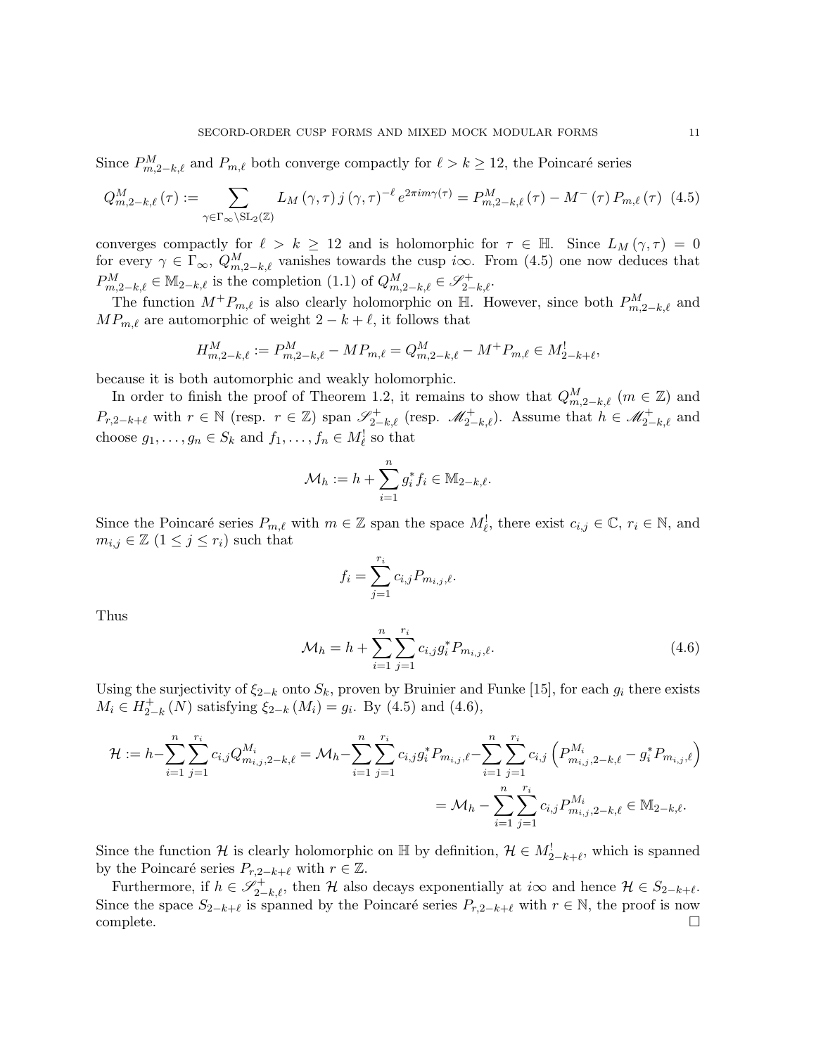Since $P^M_{m,2-k,\ell}$ and $P_{m,\ell}$ both converge compactly for $\ell > k \geq 12$, the Poincaré series

$$Q^M_{m,2-k,\ell}(\tau) := \sum_{\gamma\in\Gamma_\infty\backslash \mathrm{SL}_2(\mathbb{Z})} L_M(\gamma,\tau)\, j(\gamma,\tau)^{-\ell} e^{2\pi i m\gamma(\tau)} = P^M_{m,2-k,\ell}(\tau) - M^-(\tau)\, P_{m,\ell}(\tau) \quad (4.5)$$

converges compactly for $\ell > k \geq 12$ and is holomorphic for $\tau \in \mathbb{H}$. Since $L_M(\gamma,\tau) = 0$ for every $\gamma \in \Gamma_\infty$, $Q^M_{m,2-k,\ell}$ vanishes towards the cusp $i\infty$. From (4.5) one now deduces that $P^M_{m,2-k,\ell} \in \mathbb{M}_{2-k,\ell}$ is the completion (1.1) of $Q^M_{m,2-k,\ell} \in \mathscr{S}^+_{2-k,\ell}$.

The function $M^+P_{m,\ell}$ is also clearly holomorphic on $\mathbb{H}$. However, since both $P^M_{m,2-k,\ell}$ and $MP_{m,\ell}$ are automorphic of weight $2-k+\ell$, it follows that

$$H^M_{m,2-k,\ell} := P^M_{m,2-k,\ell} - MP_{m,\ell} = Q^M_{m,2-k,\ell} - M^+P_{m,\ell} \in M^!_{2-k+\ell},$$

because it is both automorphic and weakly holomorphic.

In order to finish the proof of Theorem 1.2, it remains to show that $Q^M_{m,2-k,\ell}$ ($m \in \mathbb{Z}$) and $P_{r,2-k+\ell}$ with $r \in \mathbb{N}$ (resp. $r \in \mathbb{Z}$) span $\mathscr{S}^+_{2-k,\ell}$ (resp. $\mathscr{M}^+_{2-k,\ell}$). Assume that $h \in \mathscr{M}^+_{2-k,\ell}$ and choose $g_1,\ldots,g_n \in S_k$ and $f_1,\ldots,f_n \in M^!_\ell$ so that

$$\mathcal{M}_h := h + \sum_{i=1}^n g_i^* f_i \in \mathbb{M}_{2-k,\ell}.$$

Since the Poincaré series $P_{m,\ell}$ with $m \in \mathbb{Z}$ span the space $M^!_\ell$, there exist $c_{i,j} \in \mathbb{C}$, $r_i \in \mathbb{N}$, and $m_{i,j} \in \mathbb{Z}$ $(1 \leq j \leq r_i)$ such that

$$f_i = \sum_{j=1}^{r_i} c_{i,j} P_{m_{i,j},\ell}.$$

Thus

$$\mathcal{M}_h = h + \sum_{i=1}^n \sum_{j=1}^{r_i} c_{i,j} g_i^* P_{m_{i,j},\ell}. \quad (4.6)$$

Using the surjectivity of $\xi_{2-k}$ onto $S_k$, proven by Bruinier and Funke [15], for each $g_i$ there exists $M_i \in H^+_{2-k}(N)$ satisfying $\xi_{2-k}(M_i) = g_i$. By (4.5) and (4.6),

$$\begin{aligned}\mathcal{H} := h - \sum_{i=1}^n \sum_{j=1}^{r_i} c_{i,j} Q^{M_i}_{m_{i,j},2-k,\ell} &= \mathcal{M}_h - \sum_{i=1}^n \sum_{j=1}^{r_i} c_{i,j} g_i^* P_{m_{i,j},\ell} - \sum_{i=1}^n \sum_{j=1}^{r_i} c_{i,j}\left(P^{M_i}_{m_{i,j},2-k,\ell} - g_i^* P_{m_{i,j},\ell}\right)\\ &= \mathcal{M}_h - \sum_{i=1}^n \sum_{j=1}^{r_i} c_{i,j} P^{M_i}_{m_{i,j},2-k,\ell} \in \mathbb{M}_{2-k,\ell}.\end{aligned}$$

Since the function $\mathcal{H}$ is clearly holomorphic on $\mathbb{H}$ by definition, $\mathcal{H} \in M^!_{2-k+\ell}$, which is spanned by the Poincaré series $P_{r,2-k+\ell}$ with $r \in \mathbb{Z}$.

Furthermore, if $h \in \mathscr{S}^+_{2-k,\ell}$, then $\mathcal{H}$ also decays exponentially at $i\infty$ and hence $\mathcal{H} \in S_{2-k+\ell}$. Since the space $S_{2-k+\ell}$ is spanned by the Poincaré series $P_{r,2-k+\ell}$ with $r \in \mathbb{N}$, the proof is now complete. $\square$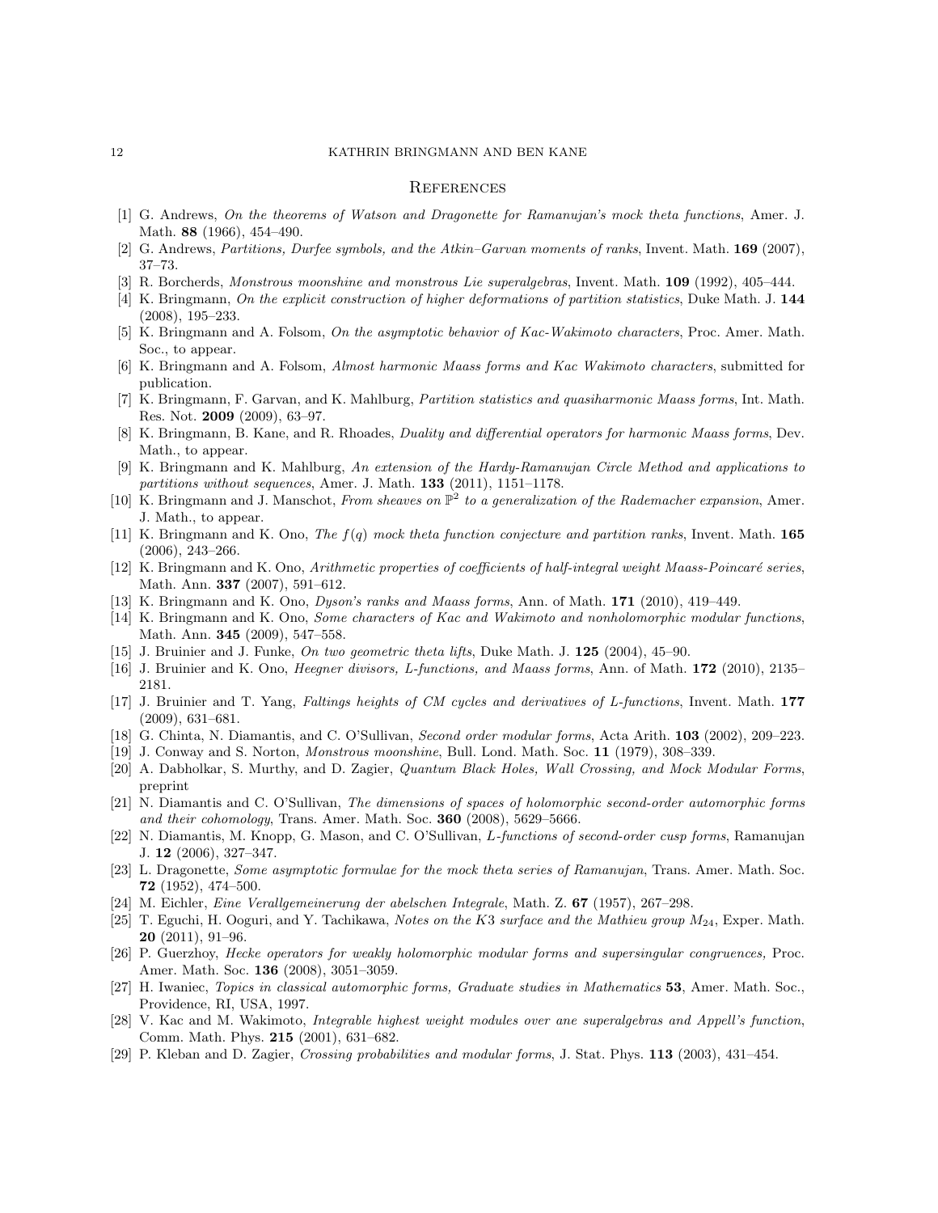## References

[1] G. Andrews, *On the theorems of Watson and Dragonette for Ramanujan's mock theta functions*, Amer. J. Math. **88** (1966), 454–490.

[2] G. Andrews, *Partitions, Durfee symbols, and the Atkin–Garvan moments of ranks*, Invent. Math. **169** (2007), 37–73.

[3] R. Borcherds, *Monstrous moonshine and monstrous Lie superalgebras*, Invent. Math. **109** (1992), 405–444.

[4] K. Bringmann, *On the explicit construction of higher deformations of partition statistics*, Duke Math. J. **144** (2008), 195–233.

[5] K. Bringmann and A. Folsom, *On the asymptotic behavior of Kac-Wakimoto characters*, Proc. Amer. Math. Soc., to appear.

[6] K. Bringmann and A. Folsom, *Almost harmonic Maass forms and Kac Wakimoto characters*, submitted for publication.

[7] K. Bringmann, F. Garvan, and K. Mahlburg, *Partition statistics and quasiharmonic Maass forms*, Int. Math. Res. Not. **2009** (2009), 63–97.

[8] K. Bringmann, B. Kane, and R. Rhoades, *Duality and differential operators for harmonic Maass forms*, Dev. Math., to appear.

[9] K. Bringmann and K. Mahlburg, *An extension of the Hardy-Ramanujan Circle Method and applications to partitions without sequences*, Amer. J. Math. **133** (2011), 1151–1178.

[10] K. Bringmann and J. Manschot, *From sheaves on $\mathbb{P}^2$ to a generalization of the Rademacher expansion*, Amer. J. Math., to appear.

[11] K. Bringmann and K. Ono, *The $f(q)$ mock theta function conjecture and partition ranks*, Invent. Math. **165** (2006), 243–266.

[12] K. Bringmann and K. Ono, *Arithmetic properties of coefficients of half-integral weight Maass-Poincaré series*, Math. Ann. **337** (2007), 591–612.

[13] K. Bringmann and K. Ono, *Dyson's ranks and Maass forms*, Ann. of Math. **171** (2010), 419–449.

[14] K. Bringmann and K. Ono, *Some characters of Kac and Wakimoto and nonholomorphic modular functions*, Math. Ann. **345** (2009), 547–558.

[15] J. Bruinier and J. Funke, *On two geometric theta lifts*, Duke Math. J. **125** (2004), 45–90.

[16] J. Bruinier and K. Ono, *Heegner divisors, L-functions, and Maass forms*, Ann. of Math. **172** (2010), 2135–2181.

[17] J. Bruinier and T. Yang, *Faltings heights of CM cycles and derivatives of L-functions*, Invent. Math. **177** (2009), 631–681.

[18] G. Chinta, N. Diamantis, and C. O'Sullivan, *Second order modular forms*, Acta Arith. **103** (2002), 209–223.

[19] J. Conway and S. Norton, *Monstrous moonshine*, Bull. Lond. Math. Soc. **11** (1979), 308–339.

[20] A. Dabholkar, S. Murthy, and D. Zagier, *Quantum Black Holes, Wall Crossing, and Mock Modular Forms*, preprint

[21] N. Diamantis and C. O'Sullivan, *The dimensions of spaces of holomorphic second-order automorphic forms and their cohomology*, Trans. Amer. Math. Soc. **360** (2008), 5629–5666.

[22] N. Diamantis, M. Knopp, G. Mason, and C. O'Sullivan, *L-functions of second-order cusp forms*, Ramanujan J. **12** (2006), 327–347.

[23] L. Dragonette, *Some asymptotic formulae for the mock theta series of Ramanujan*, Trans. Amer. Math. Soc. **72** (1952), 474–500.

[24] M. Eichler, *Eine Verallgemeinerung der abelschen Integrale*, Math. Z. **67** (1957), 267–298.

[25] T. Eguchi, H. Ooguri, and Y. Tachikawa, *Notes on the K3 surface and the Mathieu group $M_{24}$*, Exper. Math. **20** (2011), 91–96.

[26] P. Guerzhoy, *Hecke operators for weakly holomorphic modular forms and supersingular congruences,* Proc. Amer. Math. Soc. **136** (2008), 3051–3059.

[27] H. Iwaniec, *Topics in classical automorphic forms, Graduate studies in Mathematics* **53**, Amer. Math. Soc., Providence, RI, USA, 1997.

[28] V. Kac and M. Wakimoto, *Integrable highest weight modules over ane superalgebras and Appell's function*, Comm. Math. Phys. **215** (2001), 631–682.

[29] P. Kleban and D. Zagier, *Crossing probabilities and modular forms*, J. Stat. Phys. **113** (2003), 431–454.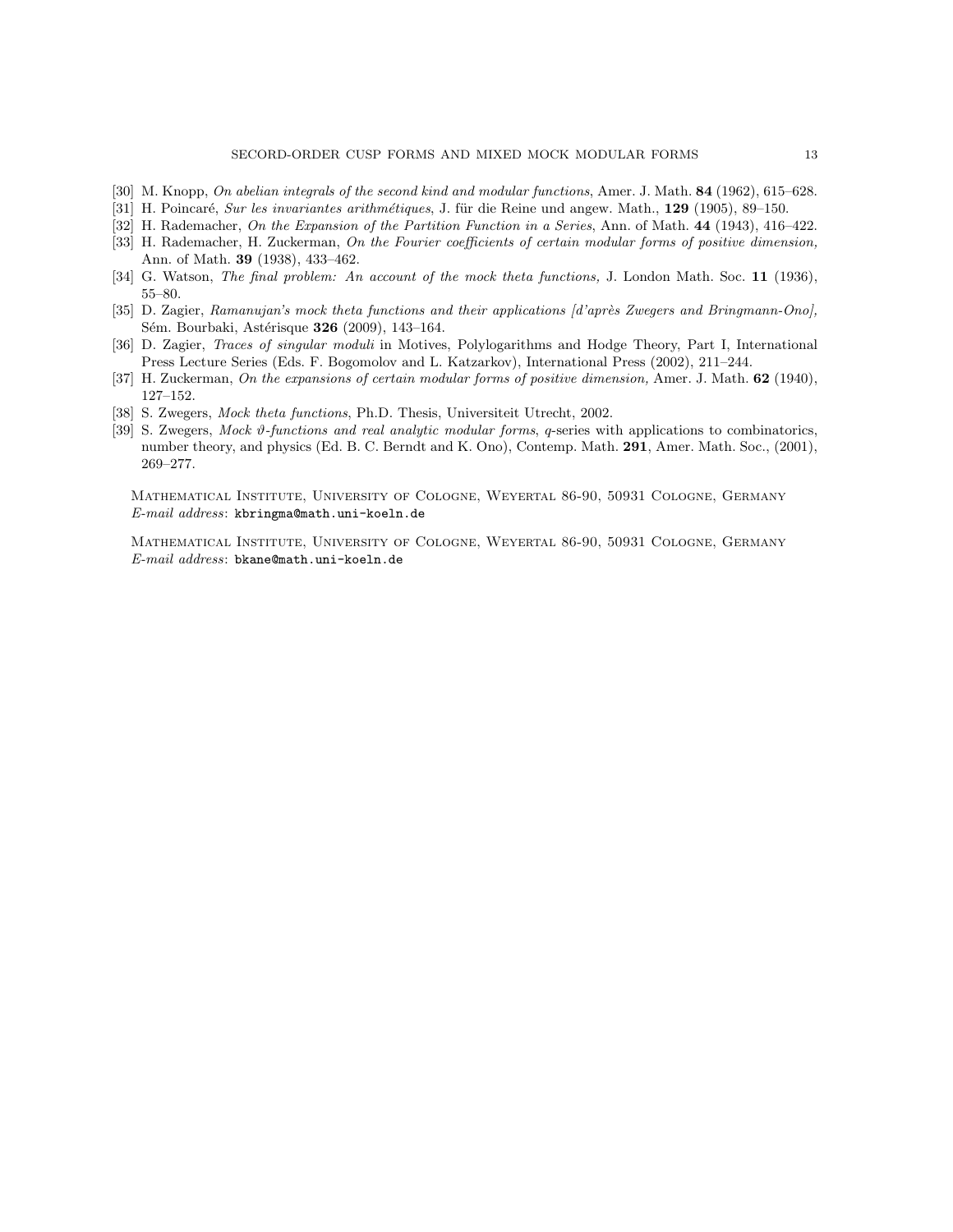[30] M. Knopp, *On abelian integrals of the second kind and modular functions*, Amer. J. Math. **84** (1962), 615–628.

[31] H. Poincaré, *Sur les invariantes arithmétiques*, J. für die Reine und angew. Math., **129** (1905), 89–150.

[32] H. Rademacher, *On the Expansion of the Partition Function in a Series*, Ann. of Math. **44** (1943), 416–422.

[33] H. Rademacher, H. Zuckerman, *On the Fourier coefficients of certain modular forms of positive dimension,* Ann. of Math. **39** (1938), 433–462.

[34] G. Watson, *The final problem: An account of the mock theta functions,* J. London Math. Soc. **11** (1936), 55–80.

[35] D. Zagier, *Ramanujan's mock theta functions and their applications [d'après Zwegers and Bringmann-Ono],* Sém. Bourbaki, Astérisque **326** (2009), 143–164.

[36] D. Zagier, *Traces of singular moduli* in Motives, Polylogarithms and Hodge Theory, Part I, International Press Lecture Series (Eds. F. Bogomolov and L. Katzarkov), International Press (2002), 211–244.

[37] H. Zuckerman, *On the expansions of certain modular forms of positive dimension,* Amer. J. Math. **62** (1940), 127–152.

[38] S. Zwegers, *Mock theta functions*, Ph.D. Thesis, Universiteit Utrecht, 2002.

[39] S. Zwegers, *Mock $\vartheta$-functions and real analytic modular forms*, $q$-series with applications to combinatorics, number theory, and physics (Ed. B. C. Berndt and K. Ono), Contemp. Math. **291**, Amer. Math. Soc., (2001), 269–277.

Mathematical Institute, University of Cologne, Weyertal 86-90, 50931 Cologne, Germany
*E-mail address*: kbringma@math.uni-koeln.de

Mathematical Institute, University of Cologne, Weyertal 86-90, 50931 Cologne, Germany
*E-mail address*: bkane@math.uni-koeln.de